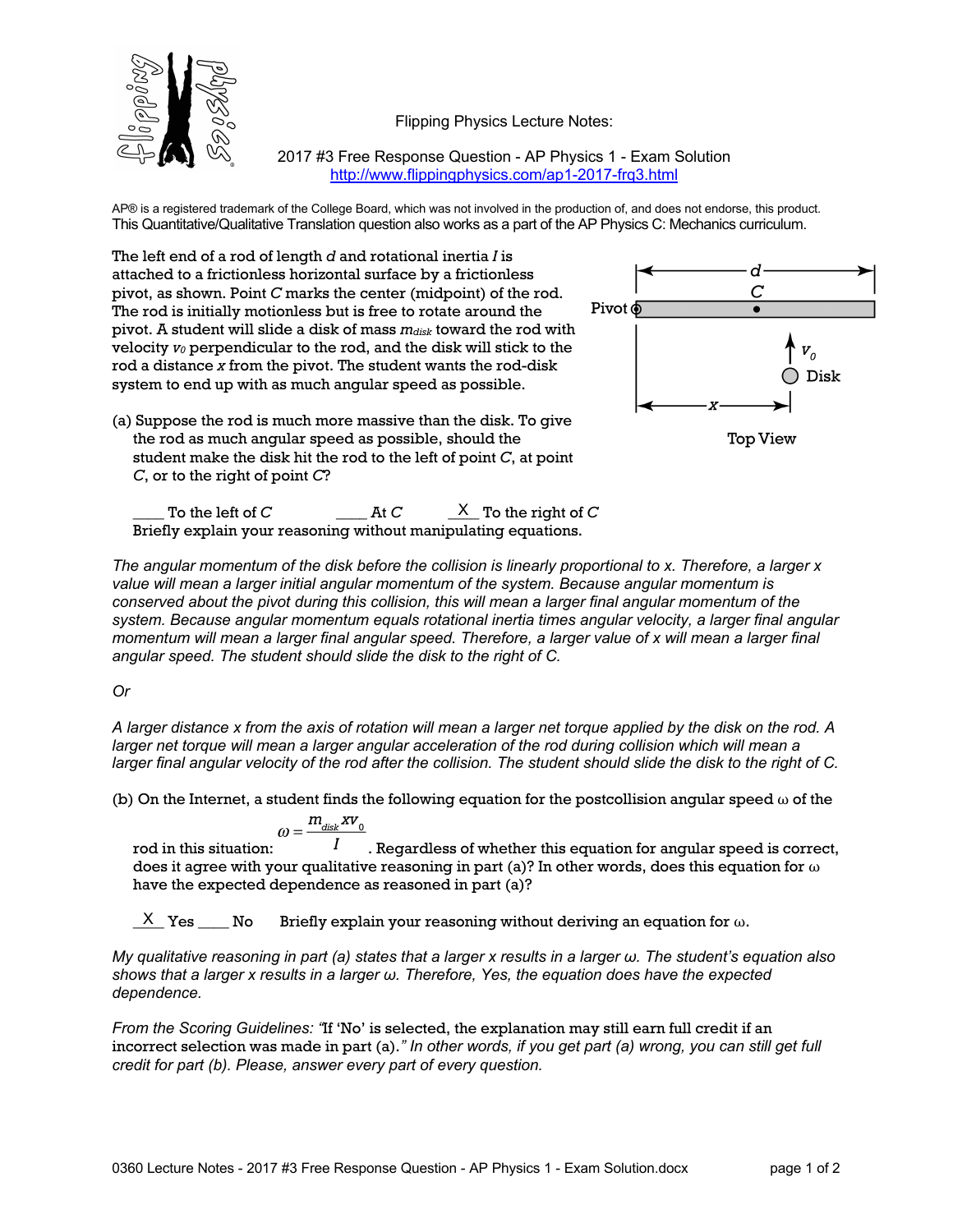Flipping Physics Lecture Notes:

2017 #3 Free Response Question - AP Physics 1 - Exam Solution
http://www.flippingphysics.com/ap1-2017-frq3.html

AP® is a registered trademark of the College Board, which was not involved in the production of, and does not endorse, this product.
This Quantitative/Qualitative Translation question also works as a part of the AP Physics C: Mechanics curriculum.

The left end of a rod of length $d$ and rotational inertia $I$ is attached to a frictionless horizontal surface by a frictionless pivot, as shown. Point $C$ marks the center (midpoint) of the rod. The rod is initially motionless but is free to rotate around the pivot. A student will slide a disk of mass $m_{disk}$ toward the rod with velocity $v_0$ perpendicular to the rod, and the disk will stick to the rod a distance $x$ from the pivot. The student wants the rod-disk system to end up with as much angular speed as possible.

Top View

(a) Suppose the rod is much more massive than the disk. To give the rod as much angular speed as possible, should the student make the disk hit the rod to the left of point $C$, at point $C$, or to the right of point $C$?

____ To the left of $C$ ____ At $C$ __X__ To the right of $C$

Briefly explain your reasoning without manipulating equations.

*The angular momentum of the disk before the collision is linearly proportional to x. Therefore, a larger x value will mean a larger initial angular momentum of the system. Because angular momentum is conserved about the pivot during this collision, this will mean a larger final angular momentum of the system. Because angular momentum equals rotational inertia times angular velocity, a larger final angular momentum will mean a larger final angular speed. Therefore, a larger value of x will mean a larger final angular speed. The student should slide the disk to the right of C.*

*Or*

*A larger distance x from the axis of rotation will mean a larger net torque applied by the disk on the rod. A larger net torque will mean a larger angular acceleration of the rod during collision which will mean a larger final angular velocity of the rod after the collision. The student should slide the disk to the right of C.*

(b) On the Internet, a student finds the following equation for the postcollision angular speed $\omega$ of the rod in this situation: $\omega = \dfrac{m_{disk} x v_0}{I}$. Regardless of whether this equation for angular speed is correct, does it agree with your qualitative reasoning in part (a)? In other words, does this equation for $\omega$ have the expected dependence as reasoned in part (a)?

__X__ Yes ____ No Briefly explain your reasoning without deriving an equation for $\omega$.

*My qualitative reasoning in part (a) states that a larger x results in a larger ω. The student's equation also shows that a larger x results in a larger ω. Therefore, Yes, the equation does have the expected dependence.*

*From the Scoring Guidelines:* "If 'No' is selected, the explanation may still earn full credit if an incorrect selection was made in part (a)." *In other words, if you get part (a) wrong, you can still get full credit for part (b). Please, answer every part of every question.*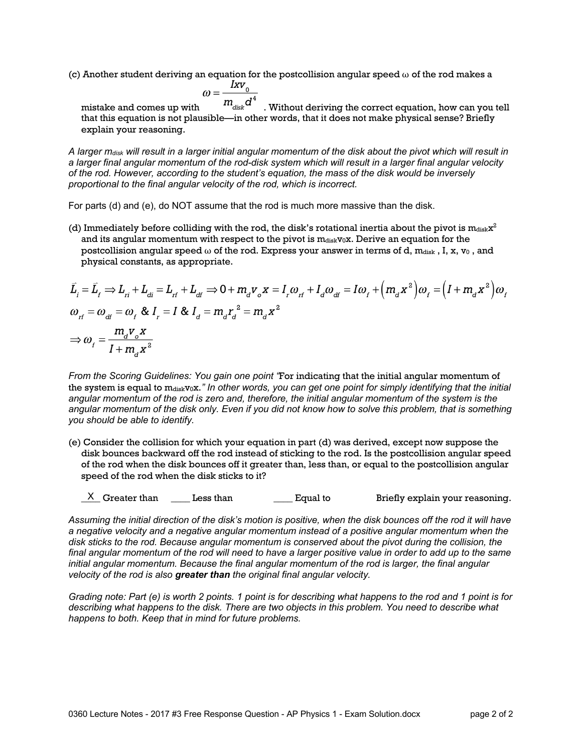(c) Another student deriving an equation for the postcollision angular speed ω of the rod makes a mistake and comes up with $\omega = \dfrac{Ixv_0}{m_{disk}d^4}$. Without deriving the correct equation, how can you tell that this equation is not plausible—in other words, that it does not make physical sense? Briefly explain your reasoning.

*A larger $m_{disk}$ will result in a larger initial angular momentum of the disk about the pivot which will result in a larger final angular momentum of the rod-disk system which will result in a larger final angular velocity of the rod. However, according to the student's equation, the mass of the disk would be inversely proportional to the final angular velocity of the rod, which is incorrect.*

For parts (d) and (e), do NOT assume that the rod is much more massive than the disk.

(d) Immediately before colliding with the rod, the disk's rotational inertia about the pivot is $m_{disk}x^2$ and its angular momentum with respect to the pivot is $m_{disk}v_0x$. Derive an equation for the postcollision angular speed ω of the rod. Express your answer in terms of d, $m_{disk}$, I, x, $v_0$, and physical constants, as appropriate.

$$\vec{L}_i = \vec{L}_f \Rightarrow L_{ri} + L_{di} = L_{rf} + L_{df} \Rightarrow 0 + m_d v_o x = I_r \omega_{rf} + I_d \omega_{df} = I\omega_f + \left(m_d x^2\right)\omega_f = \left(I + m_d x^2\right)\omega_f$$

$$\omega_{rf} = \omega_{df} = \omega_f \ \& \ I_r = I \ \& \ I_d = m_d r_d^{\,2} = m_d x^2$$

$$\Rightarrow \omega_f = \frac{m_d v_o x}{I + m_d x^2}$$

*From the Scoring Guidelines: You gain one point "*For indicating that the initial angular momentum of the system is equal to $m_{disk}v_0x$.*" In other words, you can get one point for simply identifying that the initial angular momentum of the rod is zero and, therefore, the initial angular momentum of the system is the angular momentum of the disk only. Even if you did not know how to solve this problem, that is something you should be able to identify.*

(e) Consider the collision for which your equation in part (d) was derived, except now suppose the disk bounces backward off the rod instead of sticking to the rod. Is the postcollision angular speed of the rod when the disk bounces off it greater than, less than, or equal to the postcollision angular speed of the rod when the disk sticks to it?

\_X\_ Greater than \_\_\_\_ Less than \_\_\_\_ Equal to Briefly explain your reasoning.

*Assuming the initial direction of the disk's motion is positive, when the disk bounces off the rod it will have a negative velocity and a negative angular momentum instead of a positive angular momentum when the disk sticks to the rod. Because angular momentum is conserved about the pivot during the collision, the final angular momentum of the rod will need to have a larger positive value in order to add up to the same initial angular momentum. Because the final angular momentum of the rod is larger, the final angular velocity of the rod is also* ***greater than*** *the original final angular velocity.*

*Grading note: Part (e) is worth 2 points. 1 point is for describing what happens to the rod and 1 point is for describing what happens to the disk. There are two objects in this problem. You need to describe what happens to both. Keep that in mind for future problems.*